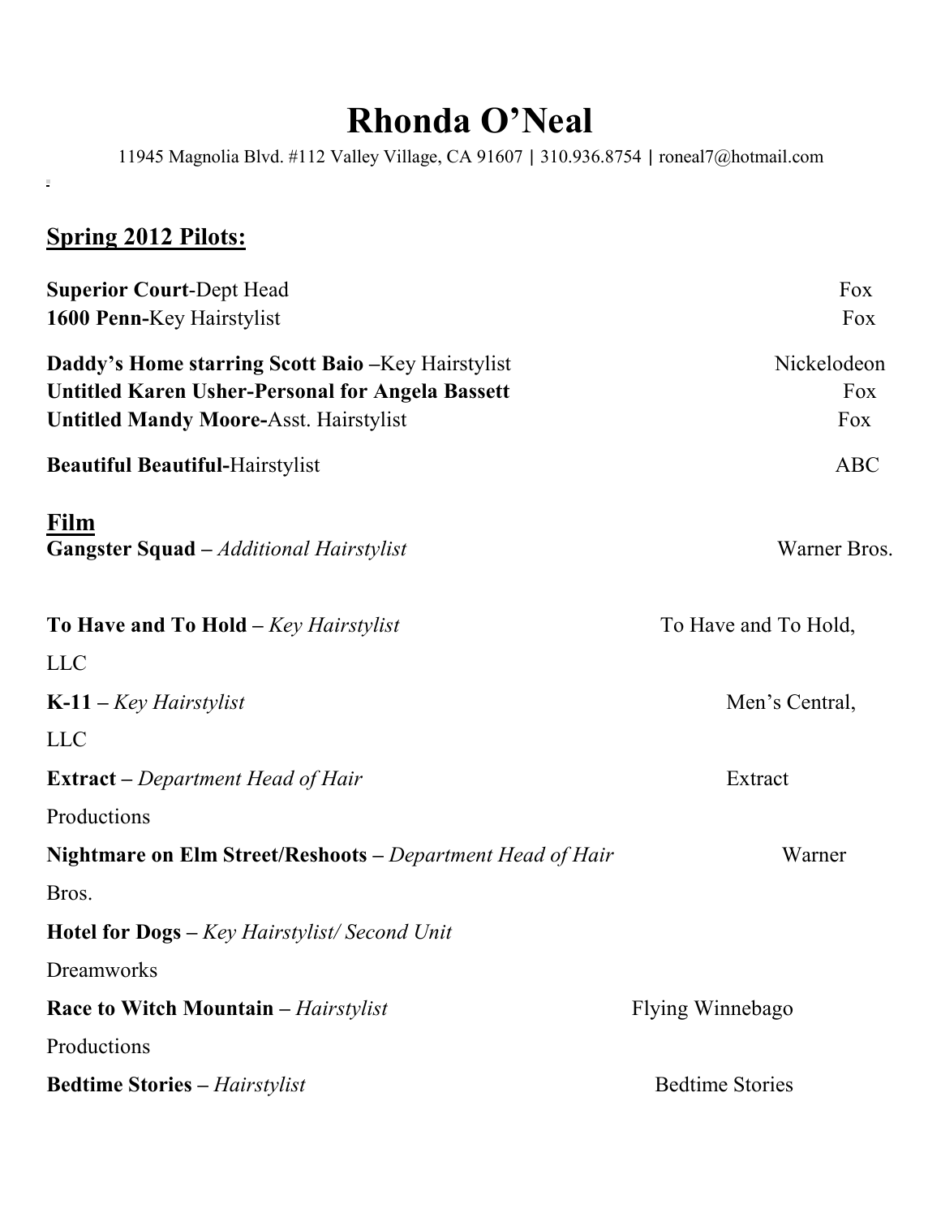# Rhonda O'Neal

11945 Magnolia Blvd. #112 Valley Village, CA 91607 | 310.936.8754 | roneal7@hotmail.com

## Spring 2012 Pilots:

**Superior Court**-Dept Head — Fox
**1600 Penn-**Key Hairstylist — Fox

**Daddy's Home starring Scott Baio –**Key Hairstylist — Nickelodeon
**Untitled Karen Usher-Personal for Angela Bassett** — Fox
**Untitled Mandy Moore-**Asst. Hairstylist — Fox

**Beautiful Beautiful-**Hairstylist — ABC

## Film

**Gangster Squad –** *Additional Hairstylist* — Warner Bros.

**To Have and To Hold –** *Key Hairstylist* — To Have and To Hold, LLC

**K-11 –** *Key Hairstylist* — Men's Central, LLC

**Extract –** *Department Head of Hair* — Extract Productions

**Nightmare on Elm Street/Reshoots –** *Department Head of Hair* — Warner Bros.

**Hotel for Dogs –** *Key Hairstylist/ Second Unit* — Dreamworks

**Race to Witch Mountain –** *Hairstylist* — Flying Winnebago Productions

**Bedtime Stories –** *Hairstylist* — Bedtime Stories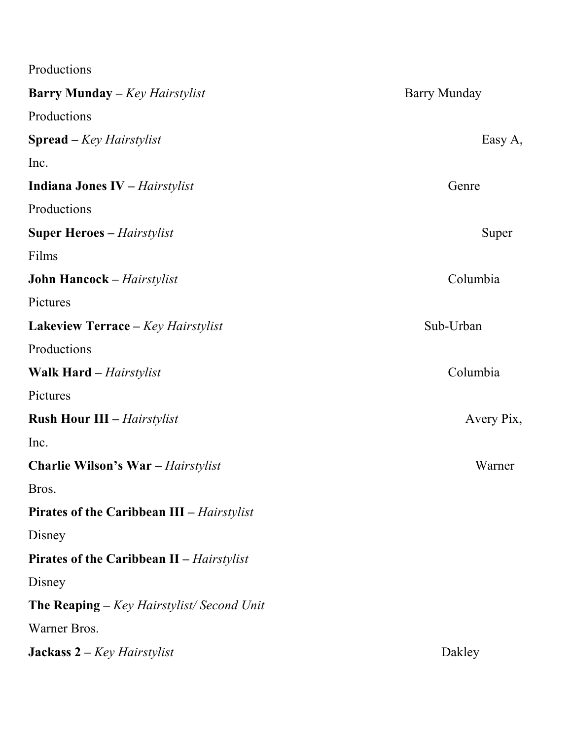Productions

**Barry Munday –** *Key Hairstylist* Barry Munday Productions

**Spread –** *Key Hairstylist* Easy A, Inc.

**Indiana Jones IV –** *Hairstylist* Genre Productions

**Super Heroes –** *Hairstylist* Super Films

**John Hancock –** *Hairstylist* Columbia Pictures

**Lakeview Terrace –** *Key Hairstylist* Sub-Urban Productions

**Walk Hard –** *Hairstylist* Columbia Pictures

**Rush Hour III –** *Hairstylist* Avery Pix, Inc.

**Charlie Wilson's War –** *Hairstylist* Warner Bros.

**Pirates of the Caribbean III –** *Hairstylist*
Disney

**Pirates of the Caribbean II –** *Hairstylist*
Disney

**The Reaping –** *Key Hairstylist/ Second Unit*
Warner Bros.

**Jackass 2 –** *Key Hairstylist* Dakley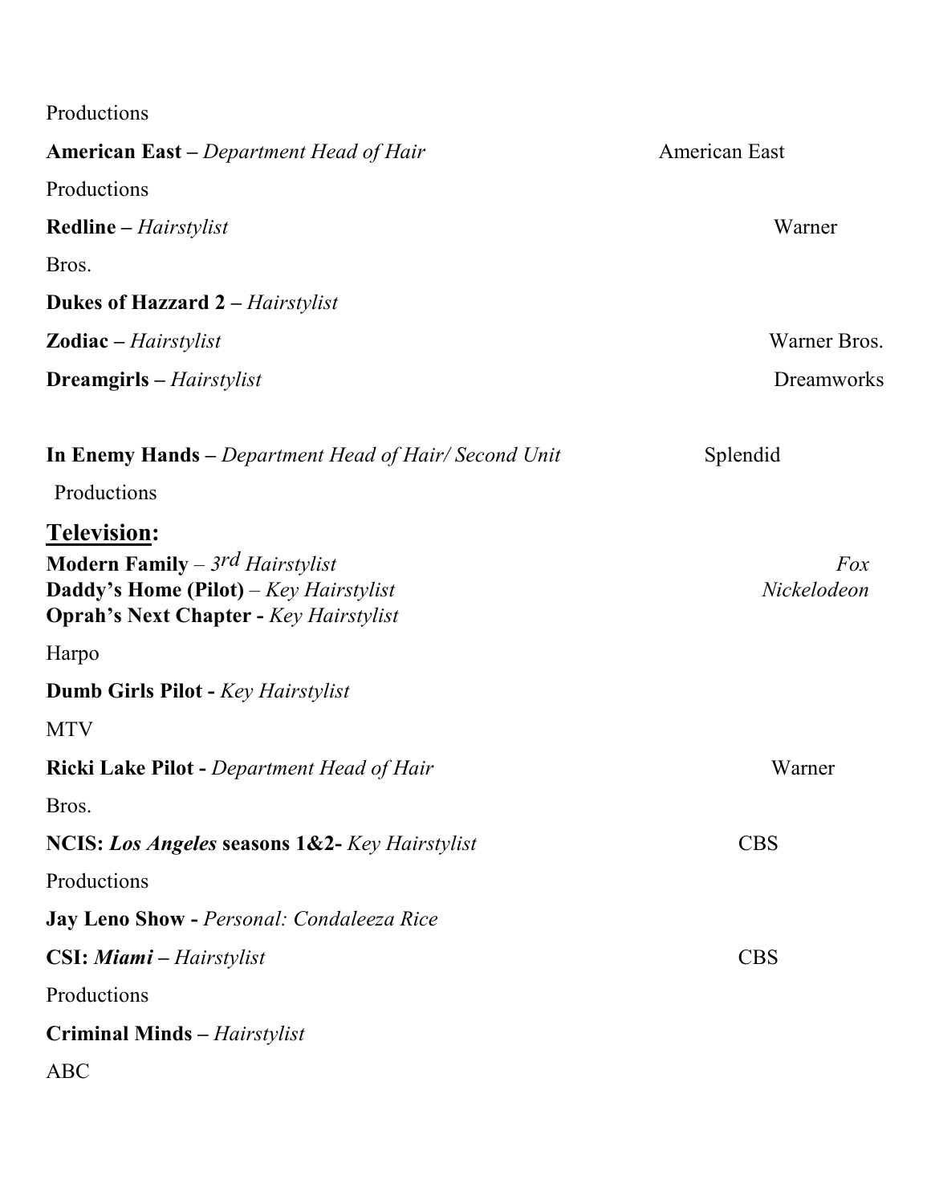Productions

**American East –** *Department Head of Hair* American East

Productions

**Redline –** *Hairstylist* Warner

Bros.

**Dukes of Hazzard 2 –** *Hairstylist*

**Zodiac –** *Hairstylist* Warner Bros.

**Dreamgirls –** *Hairstylist* Dreamworks

**In Enemy Hands –** *Department Head of Hair/ Second Unit* Splendid

Productions

## **Television:**

**Modern Family** – *3rd Hairstylist* *Fox*
**Daddy's Home (Pilot)** – *Key Hairstylist* *Nickelodeon*
**Oprah's Next Chapter -** *Key Hairstylist*

Harpo

**Dumb Girls Pilot -** *Key Hairstylist*

MTV

**Ricki Lake Pilot -** *Department Head of Hair* Warner

Bros.

**NCIS:** ***Los Angeles*** **seasons 1&2-** *Key Hairstylist* CBS

Productions

**Jay Leno Show -** *Personal: Condaleeza Rice*

**CSI:** ***Miami*** **–** *Hairstylist* CBS

Productions

**Criminal Minds –** *Hairstylist*

ABC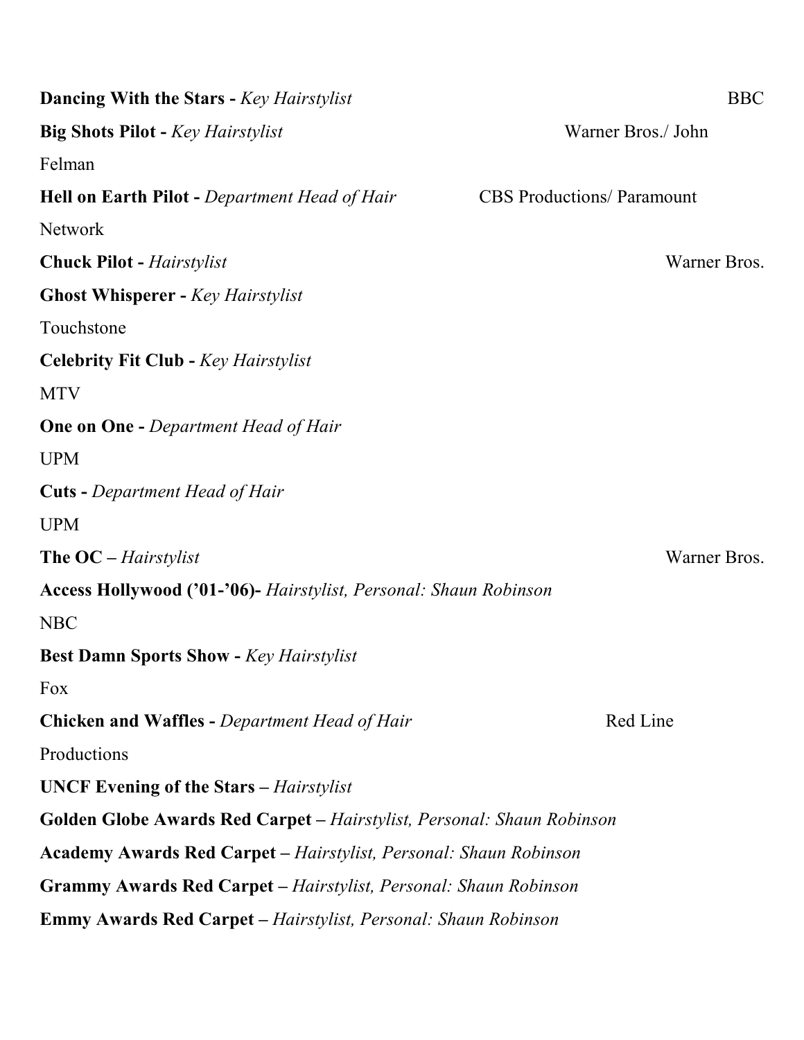**Dancing With the Stars -** *Key Hairstylist* BBC

**Big Shots Pilot -** *Key Hairstylist* Warner Bros./ John Felman

**Hell on Earth Pilot -** *Department Head of Hair* CBS Productions/ Paramount Network

**Chuck Pilot -** *Hairstylist* Warner Bros.

**Ghost Whisperer -** *Key Hairstylist* Touchstone

**Celebrity Fit Club -** *Key Hairstylist* MTV

**One on One -** *Department Head of Hair* UPM

**Cuts -** *Department Head of Hair* UPM

**The OC –** *Hairstylist* Warner Bros.

**Access Hollywood ('01-'06)-** *Hairstylist, Personal: Shaun Robinson* NBC

**Best Damn Sports Show -** *Key Hairstylist* Fox

**Chicken and Waffles -** *Department Head of Hair* Red Line Productions

**UNCF Evening of the Stars –** *Hairstylist*

**Golden Globe Awards Red Carpet –** *Hairstylist, Personal: Shaun Robinson*

**Academy Awards Red Carpet –** *Hairstylist, Personal: Shaun Robinson*

**Grammy Awards Red Carpet –** *Hairstylist, Personal: Shaun Robinson*

**Emmy Awards Red Carpet –** *Hairstylist, Personal: Shaun Robinson*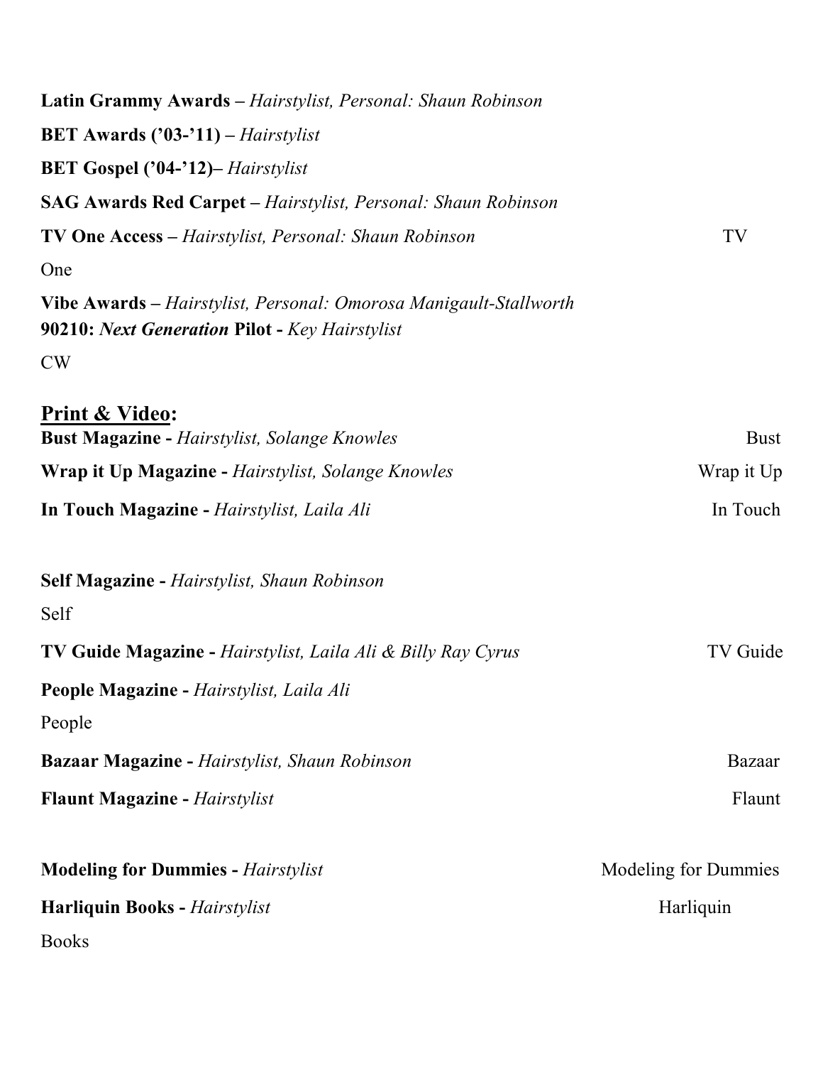**Latin Grammy Awards –** *Hairstylist, Personal: Shaun Robinson*

**BET Awards ('03-'11) –** *Hairstylist*

**BET Gospel ('04-'12)–** *Hairstylist*

**SAG Awards Red Carpet –** *Hairstylist, Personal: Shaun Robinson*

**TV One Access –** *Hairstylist, Personal: Shaun Robinson* TV One

**Vibe Awards –** *Hairstylist, Personal: Omorosa Manigault-Stallworth*

**90210: *Next Generation* Pilot -** *Key Hairstylist* CW

## Print & Video:

**Bust Magazine -** *Hairstylist, Solange Knowles* Bust

**Wrap it Up Magazine -** *Hairstylist, Solange Knowles* Wrap it Up

**In Touch Magazine -** *Hairstylist, Laila Ali* In Touch

**Self Magazine -** *Hairstylist, Shaun Robinson* Self

**TV Guide Magazine -** *Hairstylist, Laila Ali & Billy Ray Cyrus* TV Guide

**People Magazine -** *Hairstylist, Laila Ali* People

**Bazaar Magazine -** *Hairstylist, Shaun Robinson* Bazaar

**Flaunt Magazine -** *Hairstylist* Flaunt

**Modeling for Dummies -** *Hairstylist* Modeling for Dummies

**Harliquin Books -** *Hairstylist* Harliquin Books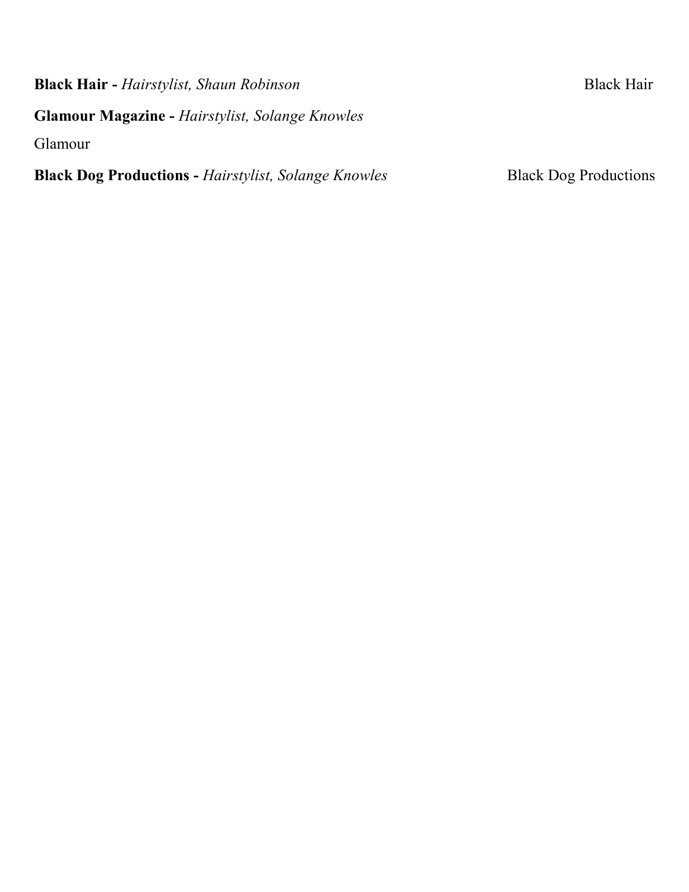**Black Hair -** *Hairstylist, Shaun Robinson* Black Hair

**Glamour Magazine -** *Hairstylist, Solange Knowles*

Glamour

**Black Dog Productions -** *Hairstylist, Solange Knowles* Black Dog Productions